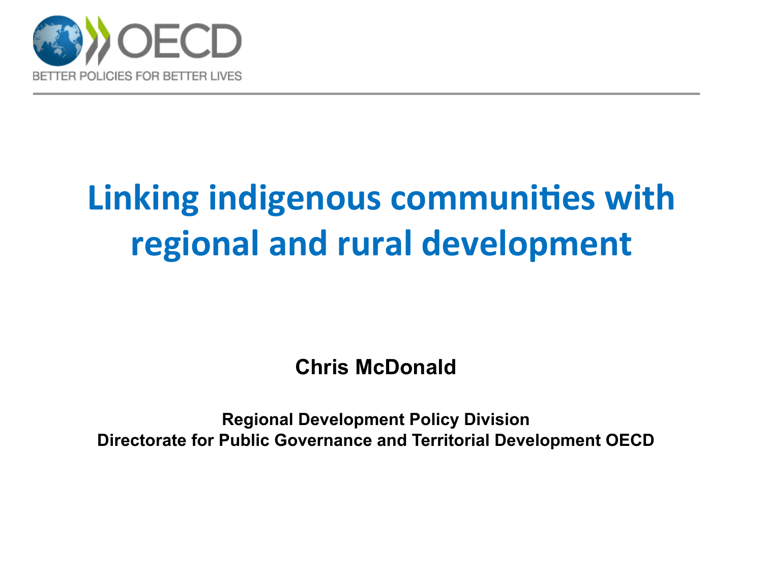OECD

BETTER POLICIES FOR BETTER LIVES

# Linking indigenous communities with regional and rural development

**Chris McDonald**

**Regional Development Policy Division**
**Directorate for Public Governance and Territorial Development OECD**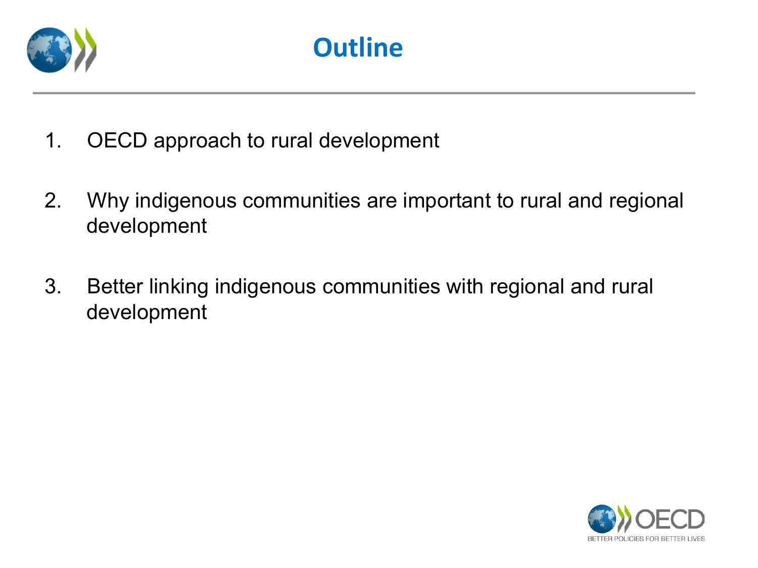# Outline

1. OECD approach to rural development

2. Why indigenous communities are important to rural and regional development

3. Better linking indigenous communities with regional and rural development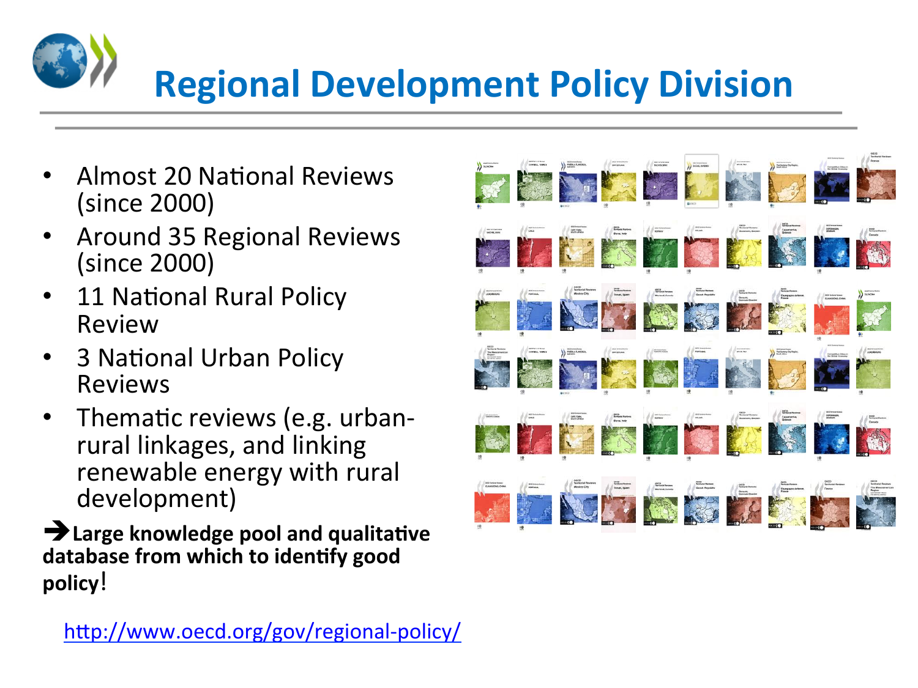# Regional Development Policy Division

- Almost 20 National Reviews (since 2000)
- Around 35 Regional Reviews (since 2000)
- 11 National Rural Policy Review
- 3 National Urban Policy Reviews
- Thematic reviews (e.g. urban-rural linkages, and linking renewable energy with rural development)

➔ **Large knowledge pool and qualitative database from which to identify good policy**!

http://www.oecd.org/gov/regional-policy/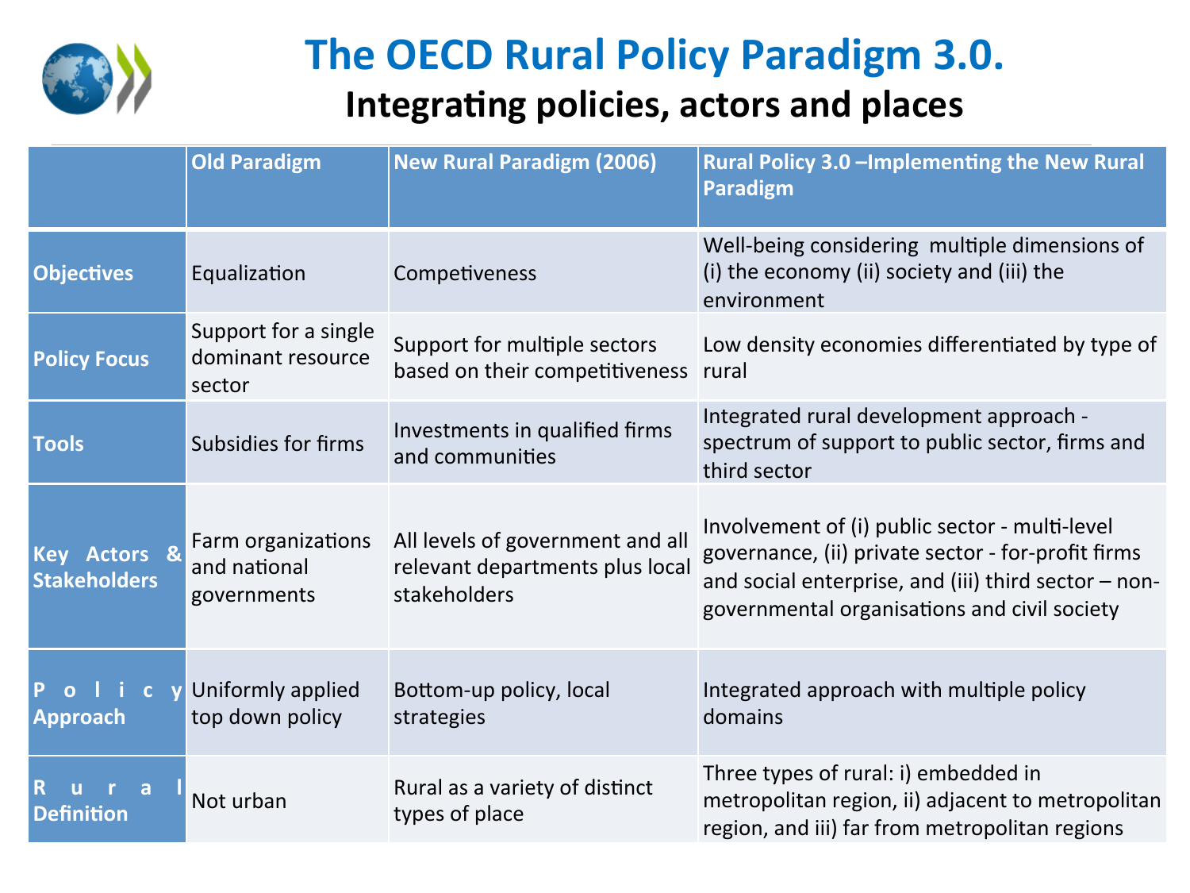# The OECD Rural Policy Paradigm 3.0.

## Integrating policies, actors and places

| | Old Paradigm | New Rural Paradigm (2006) | Rural Policy 3.0 –Implementing the New Rural Paradigm |
|---|---|---|---|
| **Objectives** | Equalization | Competiveness | Well-being considering multiple dimensions of (i) the economy (ii) society and (iii) the environment |
| **Policy Focus** | Support for a single dominant resource sector | Support for multiple sectors based on their competitiveness | Low density economies differentiated by type of rural |
| **Tools** | Subsidies for firms | Investments in qualified firms and communities | Integrated rural development approach - spectrum of support to public sector, firms and third sector |
| **Key Actors & Stakeholders** | Farm organizations and national governments | All levels of government and all relevant departments plus local stakeholders | Involvement of (i) public sector - multi-level governance, (ii) private sector - for-profit firms and social enterprise, and (iii) third sector – non-governmental organisations and civil society |
| **Policy Approach** | Uniformly applied top down policy | Bottom-up policy, local strategies | Integrated approach with multiple policy domains |
| **Rural Definition** | Not urban | Rural as a variety of distinct types of place | Three types of rural: i) embedded in metropolitan region, ii) adjacent to metropolitan region, and iii) far from metropolitan regions |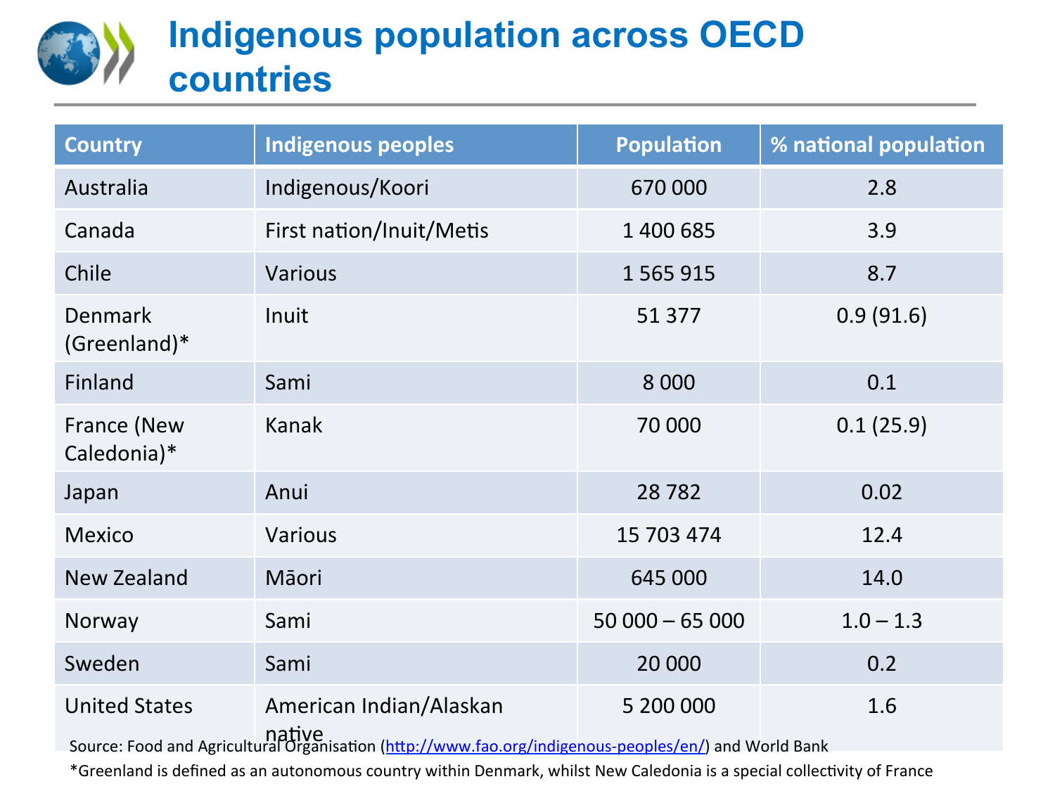# Indigenous population across OECD countries

| Country | Indigenous peoples | Population | % national population |
|---|---|---|---|
| Australia | Indigenous/Koori | 670 000 | 2.8 |
| Canada | First nation/Inuit/Metis | 1 400 685 | 3.9 |
| Chile | Various | 1 565 915 | 8.7 |
| Denmark (Greenland)* | Inuit | 51 377 | 0.9 (91.6) |
| Finland | Sami | 8 000 | 0.1 |
| France (New Caledonia)* | Kanak | 70 000 | 0.1 (25.9) |
| Japan | Anui | 28 782 | 0.02 |
| Mexico | Various | 15 703 474 | 12.4 |
| New Zealand | Māori | 645 000 | 14.0 |
| Norway | Sami | 50 000 – 65 000 | 1.0 – 1.3 |
| Sweden | Sami | 20 000 | 0.2 |
| United States | American Indian/Alaskan native | 5 200 000 | 1.6 |

Source: Food and Agricultural Organisation (http://www.fao.org/indigenous-peoples/en/) and World Bank

*Greenland is defined as an autonomous country within Denmark, whilst New Caledonia is a special collectivity of France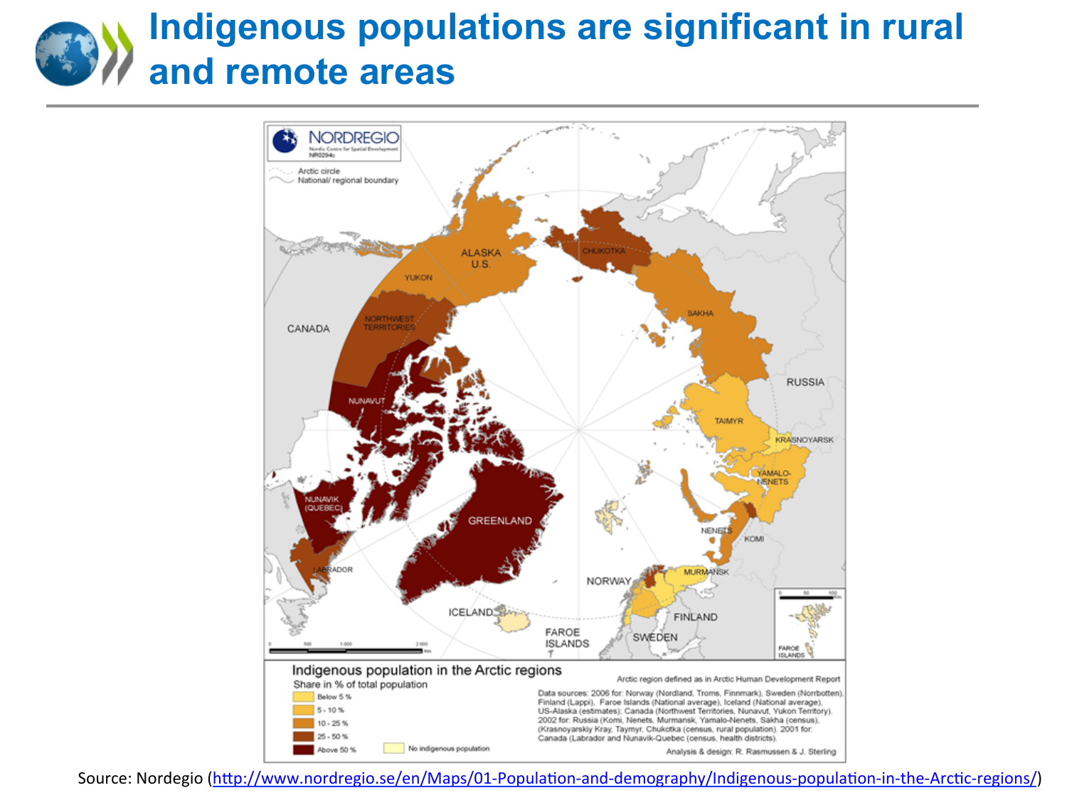# Indigenous populations are significant in rural and remote areas

Source: Nordegio (http://www.nordregio.se/en/Maps/01-Population-and-demography/Indigenous-population-in-the-Arctic-regions/)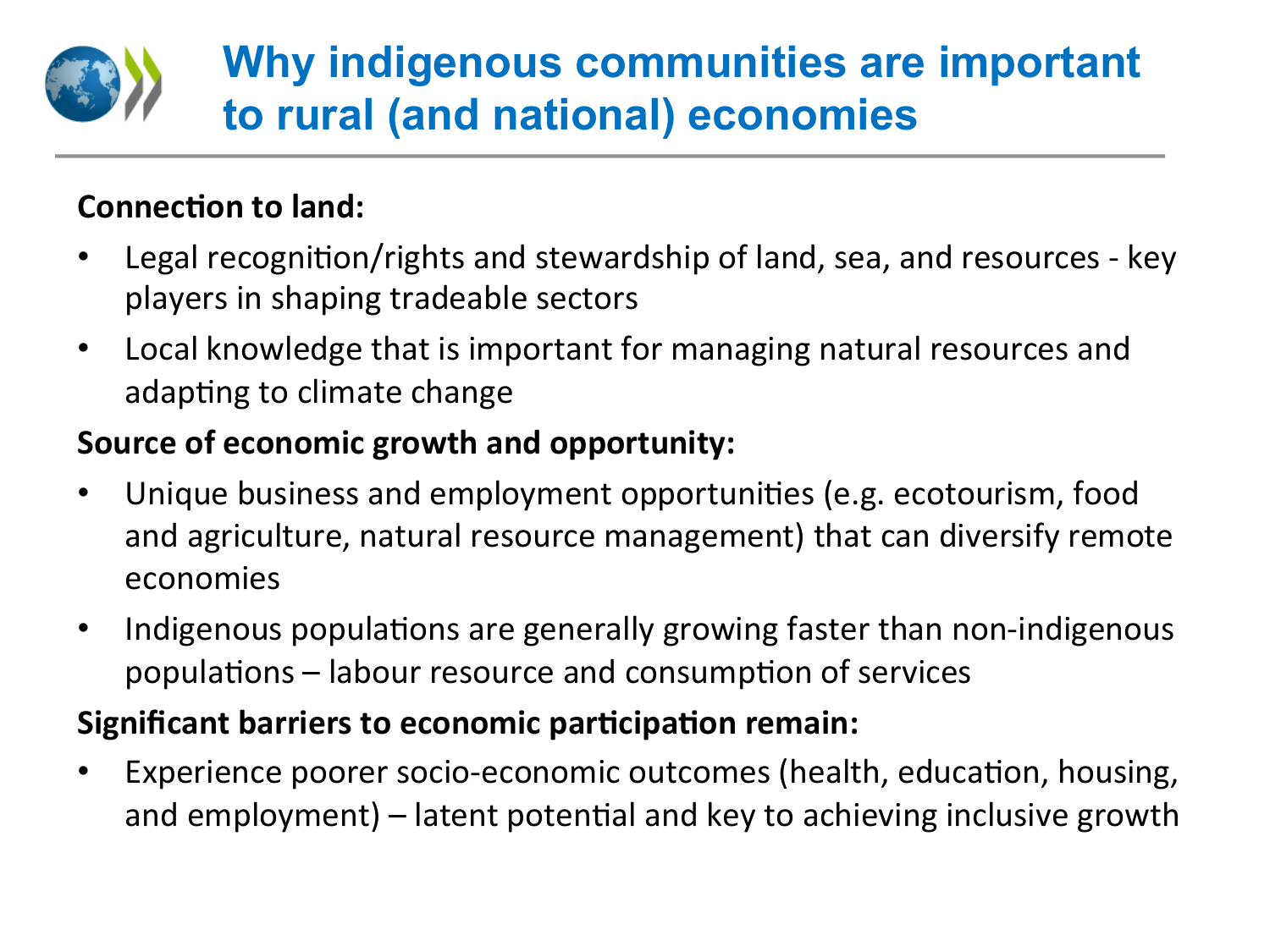# Why indigenous communities are important to rural (and national) economies

**Connection to land:**

- Legal recognition/rights and stewardship of land, sea, and resources - key players in shaping tradeable sectors
- Local knowledge that is important for managing natural resources and adapting to climate change

**Source of economic growth and opportunity:**

- Unique business and employment opportunities (e.g. ecotourism, food and agriculture, natural resource management) that can diversify remote economies
- Indigenous populations are generally growing faster than non-indigenous populations – labour resource and consumption of services

**Significant barriers to economic participation remain:**

- Experience poorer socio-economic outcomes (health, education, housing, and employment) – latent potential and key to achieving inclusive growth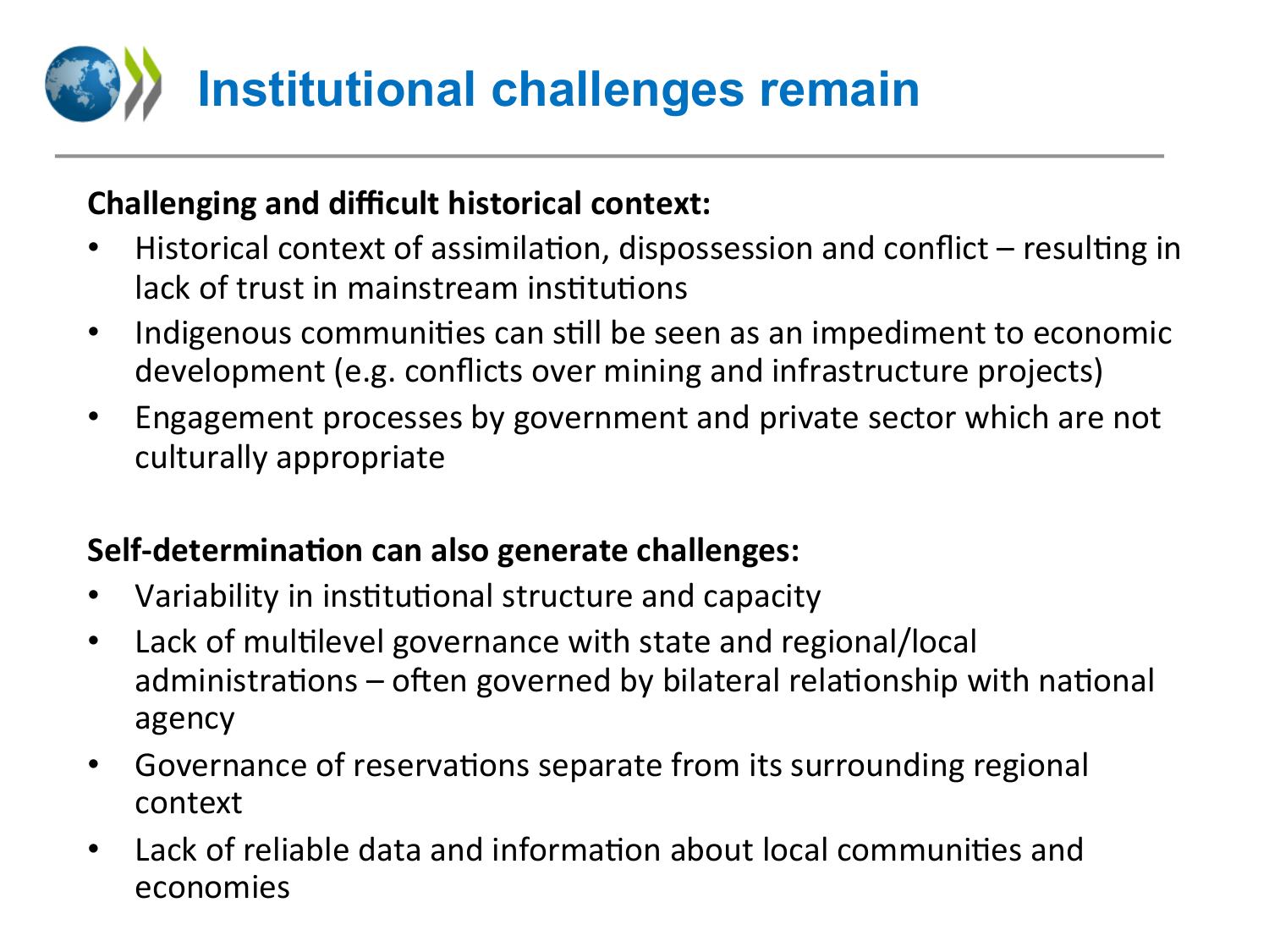# Institutional challenges remain

**Challenging and difficult historical context:**

- Historical context of assimilation, dispossession and conflict – resulting in lack of trust in mainstream institutions
- Indigenous communities can still be seen as an impediment to economic development (e.g. conflicts over mining and infrastructure projects)
- Engagement processes by government and private sector which are not culturally appropriate

**Self-determination can also generate challenges:**

- Variability in institutional structure and capacity
- Lack of multilevel governance with state and regional/local administrations – often governed by bilateral relationship with national agency
- Governance of reservations separate from its surrounding regional context
- Lack of reliable data and information about local communities and economies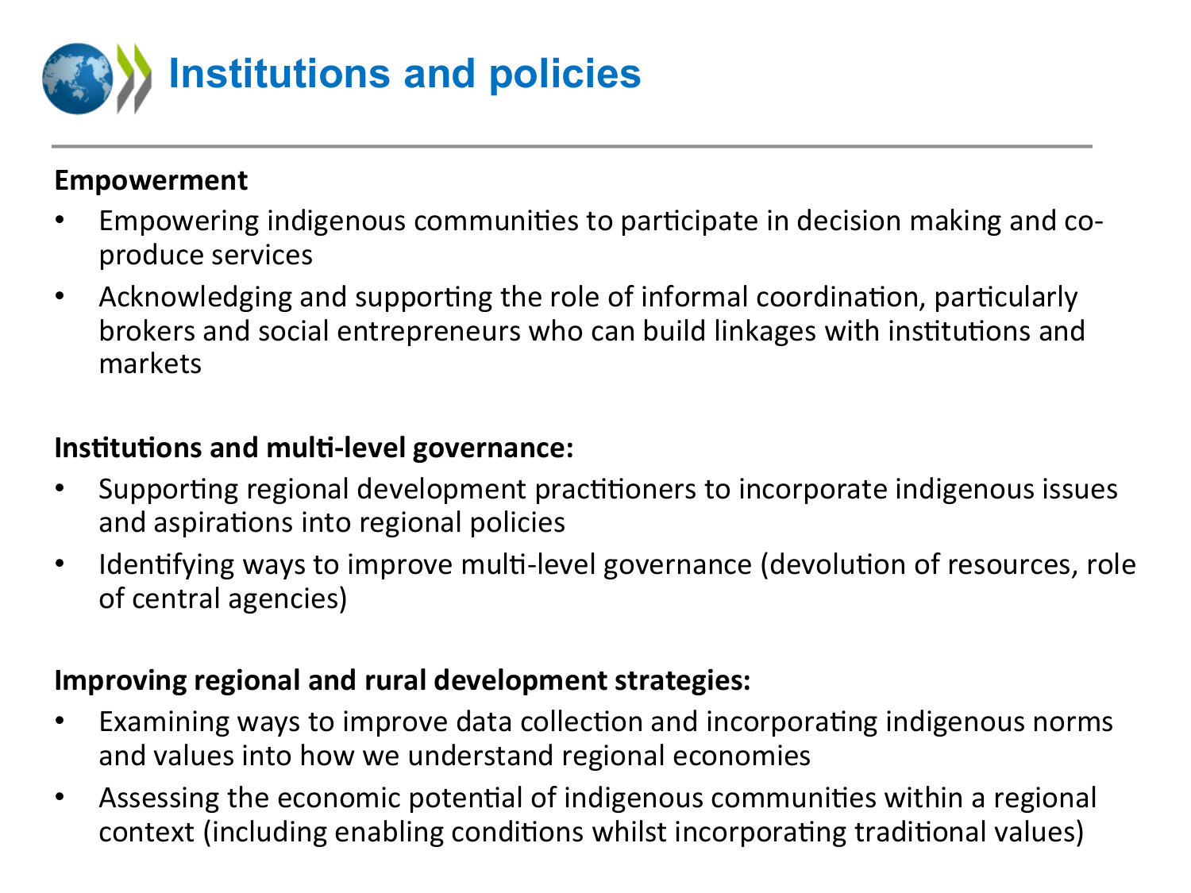# Institutions and policies

**Empowerment**

- Empowering indigenous communities to participate in decision making and co-produce services
- Acknowledging and supporting the role of informal coordination, particularly brokers and social entrepreneurs who can build linkages with institutions and markets

**Institutions and multi-level governance:**

- Supporting regional development practitioners to incorporate indigenous issues and aspirations into regional policies
- Identifying ways to improve multi-level governance (devolution of resources, role of central agencies)

**Improving regional and rural development strategies:**

- Examining ways to improve data collection and incorporating indigenous norms and values into how we understand regional economies
- Assessing the economic potential of indigenous communities within a regional context (including enabling conditions whilst incorporating traditional values)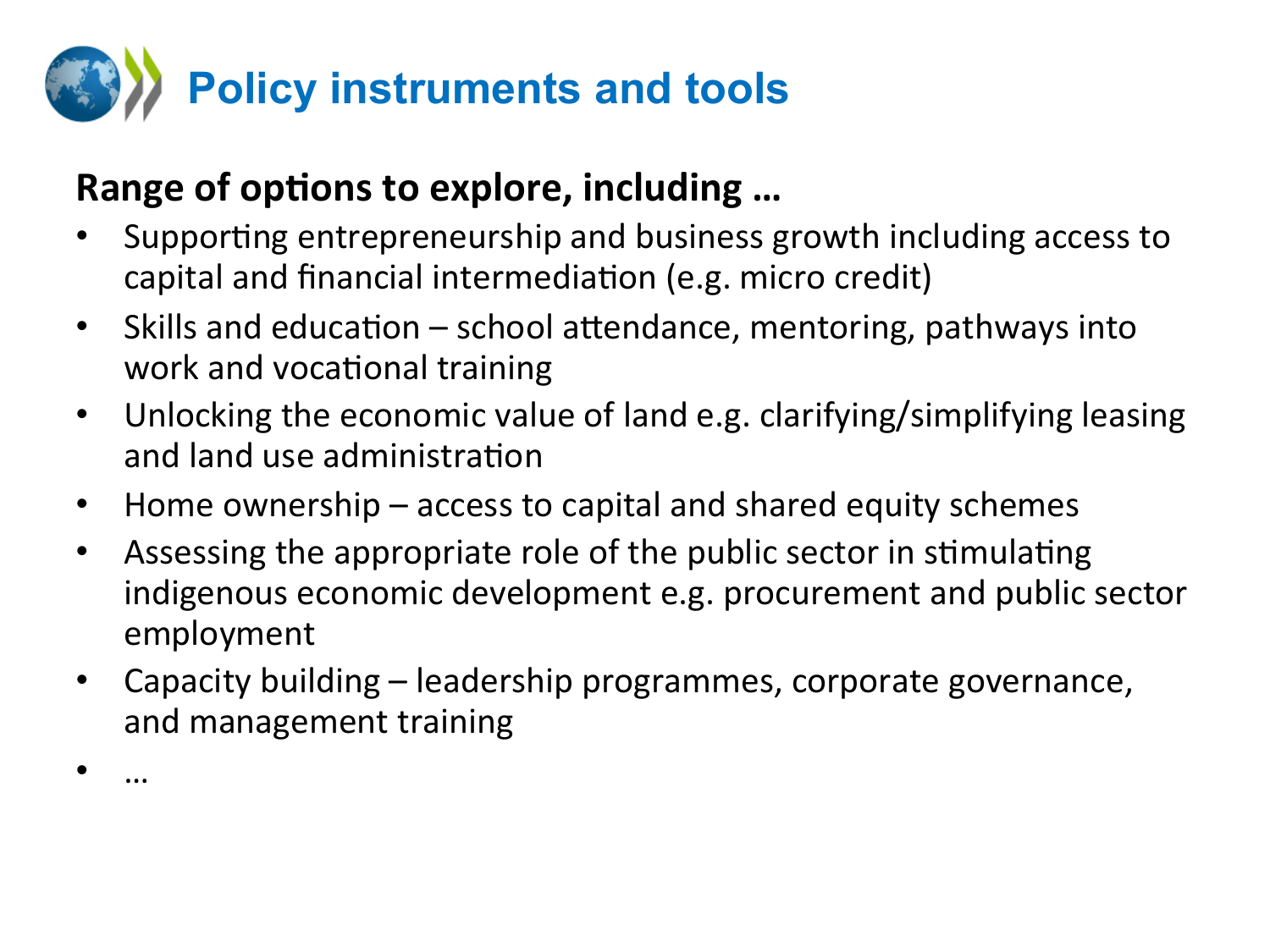# Policy instruments and tools

**Range of options to explore, including …**

- Supporting entrepreneurship and business growth including access to capital and financial intermediation (e.g. micro credit)
- Skills and education – school attendance, mentoring, pathways into work and vocational training
- Unlocking the economic value of land e.g. clarifying/simplifying leasing and land use administration
- Home ownership – access to capital and shared equity schemes
- Assessing the appropriate role of the public sector in stimulating indigenous economic development e.g. procurement and public sector employment
- Capacity building – leadership programmes, corporate governance, and management training
- …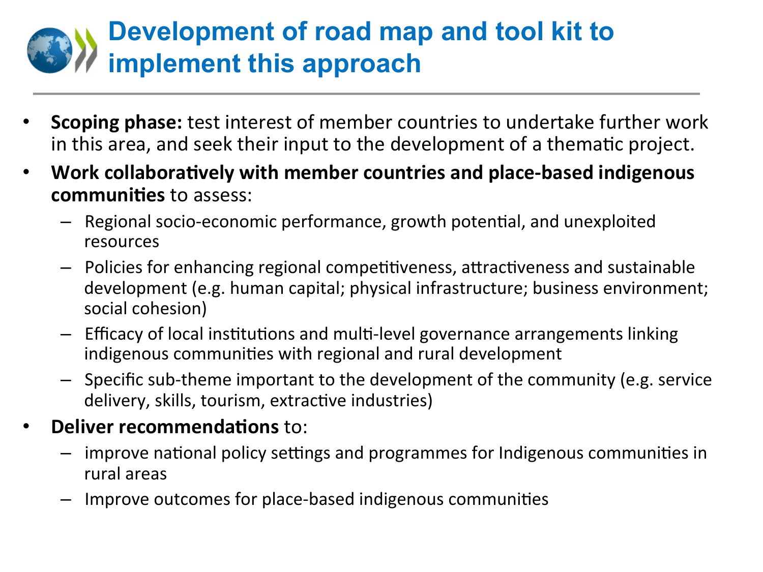# Development of road map and tool kit to implement this approach

- **Scoping phase:** test interest of member countries to undertake further work in this area, and seek their input to the development of a thematic project.
- **Work collaboratively with member countries and place-based indigenous communities** to assess:
  - Regional socio-economic performance, growth potential, and unexploited resources
  - Policies for enhancing regional competitiveness, attractiveness and sustainable development (e.g. human capital; physical infrastructure; business environment; social cohesion)
  - Efficacy of local institutions and multi-level governance arrangements linking indigenous communities with regional and rural development
  - Specific sub-theme important to the development of the community (e.g. service delivery, skills, tourism, extractive industries)
- **Deliver recommendations** to:
  - improve national policy settings and programmes for Indigenous communities in rural areas
  - Improve outcomes for place-based indigenous communities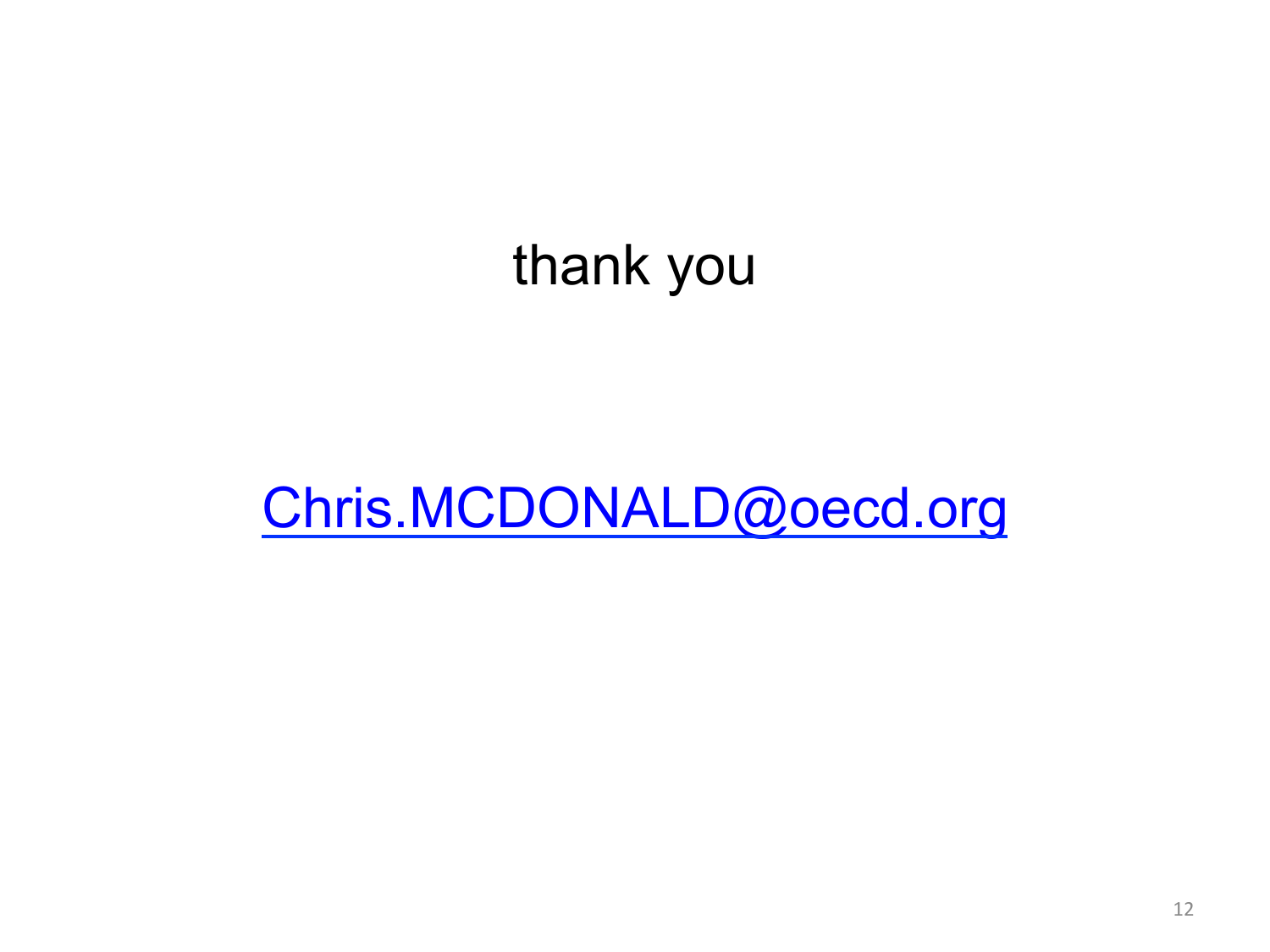thank you

Chris.MCDONALD@oecd.org